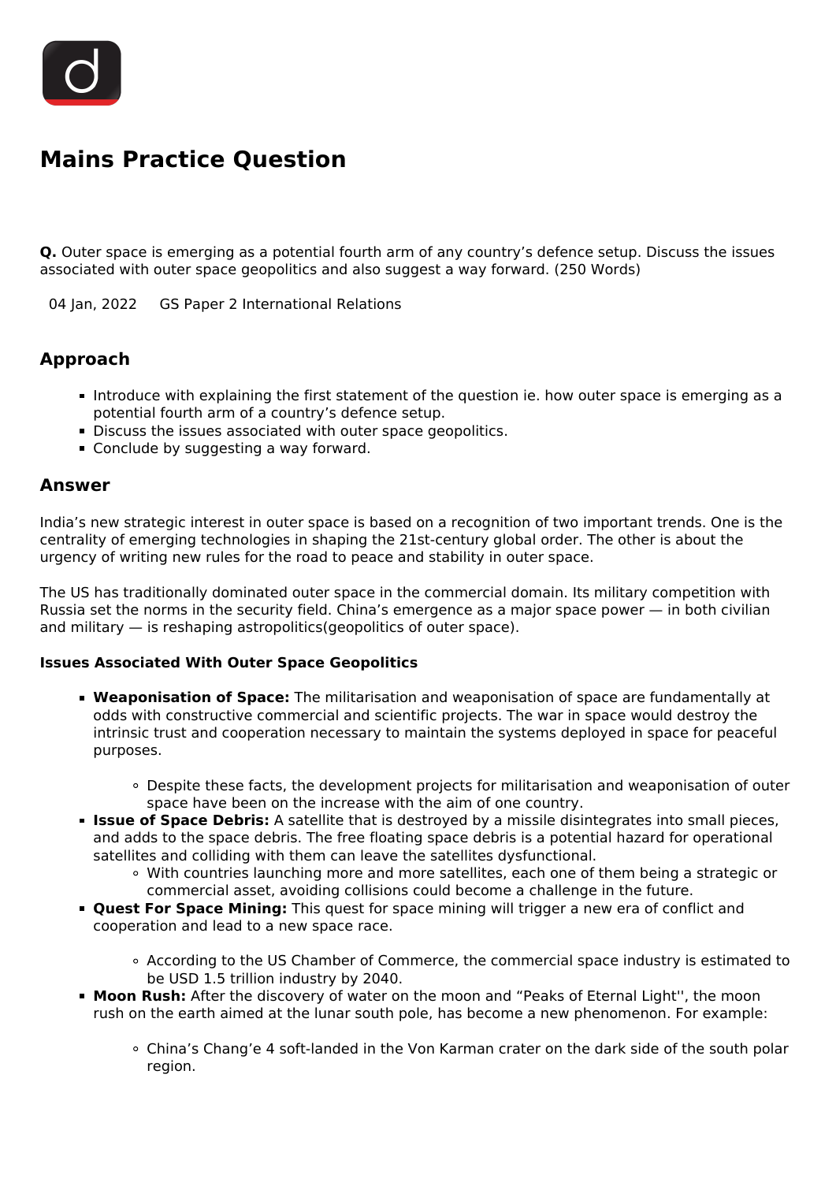# Mains Practice Question

**Q.** Outer space is emerging as a potential fourth arm of any country's defence setup. Discuss the issues associated with outer space geopolitics and also suggest a way forward. (250 Words)

04 Jan, 2022 GS Paper 2 International Relations

## Approach

- Introduce with explaining the first statement of the question ie. how outer space is emerging as a potential fourth arm of a country's defence setup.
- Discuss the issues associated with outer space geopolitics.
- Conclude by suggesting a way forward.

## Answer

India's new strategic interest in outer space is based on a recognition of two important trends. One is the centrality of emerging technologies in shaping the 21st-century global order. The other is about the urgency of writing new rules for the road to peace and stability in outer space.

The US has traditionally dominated outer space in the commercial domain. Its military competition with Russia set the norms in the security field. China's emergence as a major space power — in both civilian and military — is reshaping astropolitics(geopolitics of outer space).

**Issues Associated With Outer Space Geopolitics**

- **Weaponisation of Space:** The militarisation and weaponisation of space are fundamentally at odds with constructive commercial and scientific projects. The war in space would destroy the intrinsic trust and cooperation necessary to maintain the systems deployed in space for peaceful purposes.
  - Despite these facts, the development projects for militarisation and weaponisation of outer space have been on the increase with the aim of one country.
- **Issue of Space Debris:** A satellite that is destroyed by a missile disintegrates into small pieces, and adds to the space debris. The free floating space debris is a potential hazard for operational satellites and colliding with them can leave the satellites dysfunctional.
  - With countries launching more and more satellites, each one of them being a strategic or commercial asset, avoiding collisions could become a challenge in the future.
- **Quest For Space Mining:** This quest for space mining will trigger a new era of conflict and cooperation and lead to a new space race.
  - According to the US Chamber of Commerce, the commercial space industry is estimated to be USD 1.5 trillion industry by 2040.
- **Moon Rush:** After the discovery of water on the moon and "Peaks of Eternal Light'', the moon rush on the earth aimed at the lunar south pole, has become a new phenomenon. For example:
  - China's Chang'e 4 soft-landed in the Von Karman crater on the dark side of the south polar region.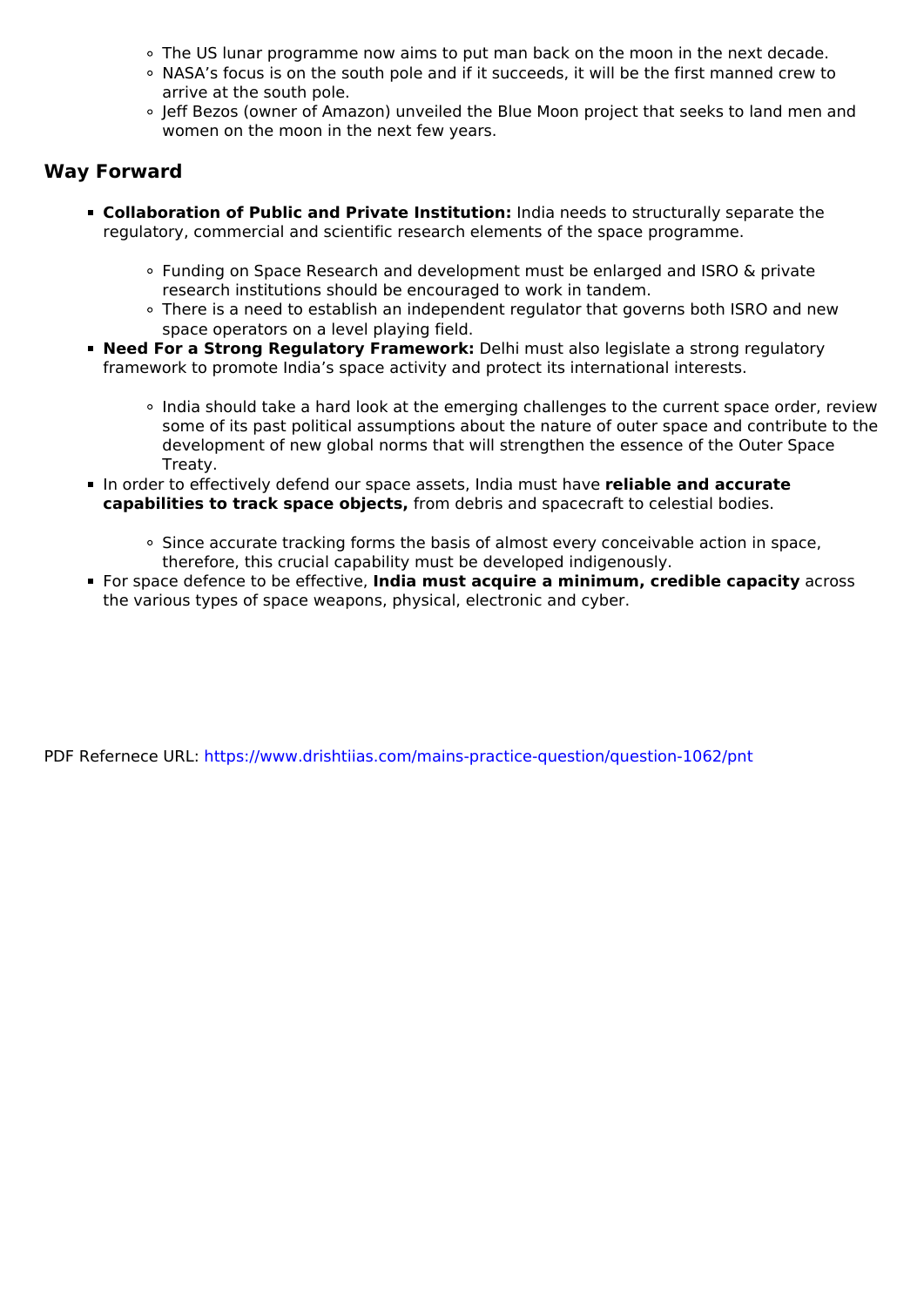- The US lunar programme now aims to put man back on the moon in the next decade.
- NASA's focus is on the south pole and if it succeeds, it will be the first manned crew to arrive at the south pole.
- Jeff Bezos (owner of Amazon) unveiled the Blue Moon project that seeks to land men and women on the moon in the next few years.

## Way Forward

- **Collaboration of Public and Private Institution:** India needs to structurally separate the regulatory, commercial and scientific research elements of the space programme.
  - Funding on Space Research and development must be enlarged and ISRO & private research institutions should be encouraged to work in tandem.
  - There is a need to establish an independent regulator that governs both ISRO and new space operators on a level playing field.
- **Need For a Strong Regulatory Framework:** Delhi must also legislate a strong regulatory framework to promote India's space activity and protect its international interests.
  - India should take a hard look at the emerging challenges to the current space order, review some of its past political assumptions about the nature of outer space and contribute to the development of new global norms that will strengthen the essence of the Outer Space Treaty.
- In order to effectively defend our space assets, India must have **reliable and accurate capabilities to track space objects,** from debris and spacecraft to celestial bodies.
  - Since accurate tracking forms the basis of almost every conceivable action in space, therefore, this crucial capability must be developed indigenously.
- For space defence to be effective, **India must acquire a minimum, credible capacity** across the various types of space weapons, physical, electronic and cyber.

PDF Refernece URL: https://www.drishtiias.com/mains-practice-question/question-1062/pnt